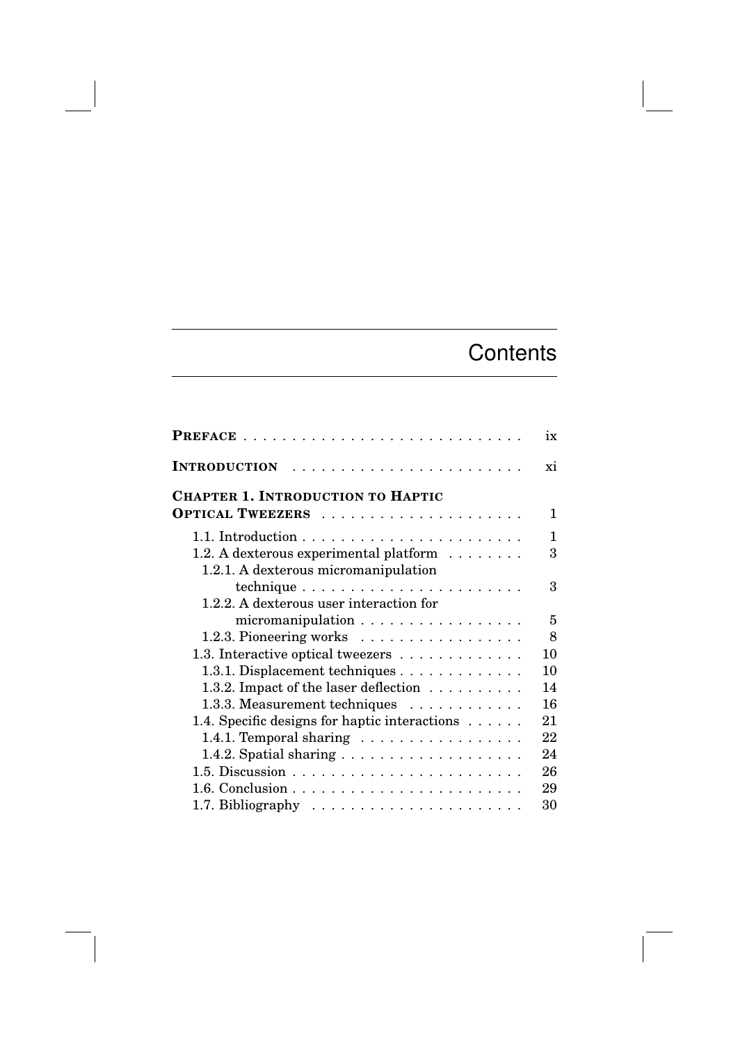# Contents

**PREFACE** . . . . . . . . . . . . . . . . . . . . . . . . . . . . . ix

**INTRODUCTION** . . . . . . . . . . . . . . . . . . . . . . . . xi

**CHAPTER 1. INTRODUCTION TO HAPTIC OPTICAL TWEEZERS** . . . . . . . . . . . . . . . . . . . . . 1

- 1.1. Introduction . . . . . . . . . . . . . . . . . . . . . . . 1
- 1.2. A dexterous experimental platform . . . . . . . . 3
  - 1.2.1. A dexterous micromanipulation technique . . . . . . . . . . . . . . . . . . . . . . . 3
  - 1.2.2. A dexterous user interaction for micromanipulation . . . . . . . . . . . . . . . . . 5
  - 1.2.3. Pioneering works . . . . . . . . . . . . . . . . . 8
- 1.3. Interactive optical tweezers . . . . . . . . . . . . . 10
  - 1.3.1. Displacement techniques . . . . . . . . . . . . . 10
  - 1.3.2. Impact of the laser deflection . . . . . . . . . . 14
  - 1.3.3. Measurement techniques . . . . . . . . . . . . 16
- 1.4. Specific designs for haptic interactions . . . . . . 21
  - 1.4.1. Temporal sharing . . . . . . . . . . . . . . . . . 22
  - 1.4.2. Spatial sharing . . . . . . . . . . . . . . . . . . . 24
- 1.5. Discussion . . . . . . . . . . . . . . . . . . . . . . . . 26
- 1.6. Conclusion . . . . . . . . . . . . . . . . . . . . . . . . 29
- 1.7. Bibliography . . . . . . . . . . . . . . . . . . . . . . 30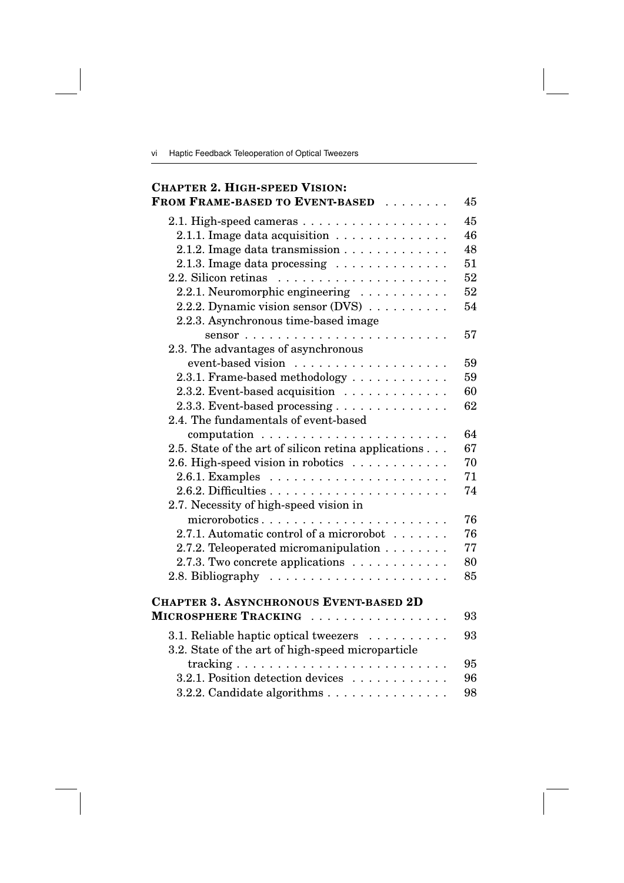**CHAPTER 2. HIGH-SPEED VISION: FROM FRAME-BASED TO EVENT-BASED** . . . . . . . . 45

- 2.1. High-speed cameras . . . . . . . . . . . . . . . . . . 45
  - 2.1.1. Image data acquisition . . . . . . . . . . . . . 46
  - 2.1.2. Image data transmission . . . . . . . . . . . . 48
  - 2.1.3. Image data processing . . . . . . . . . . . . . 51
- 2.2. Silicon retinas . . . . . . . . . . . . . . . . . . . . 52
  - 2.2.1. Neuromorphic engineering . . . . . . . . . . . 52
  - 2.2.2. Dynamic vision sensor (DVS) . . . . . . . . . . 54
  - 2.2.3. Asynchronous time-based image sensor . . . . . . . . . . . . . . . . . . . . . . . . 57
- 2.3. The advantages of asynchronous event-based vision . . . . . . . . . . . . . . . . . . . 59
  - 2.3.1. Frame-based methodology . . . . . . . . . . . . 59
  - 2.3.2. Event-based acquisition . . . . . . . . . . . . 60
  - 2.3.3. Event-based processing . . . . . . . . . . . . . 62
- 2.4. The fundamentals of event-based computation . . . . . . . . . . . . . . . . . . . . . . 64
- 2.5. State of the art of silicon retina applications . . . 67
- 2.6. High-speed vision in robotics . . . . . . . . . . . 70
  - 2.6.1. Examples . . . . . . . . . . . . . . . . . . . . . 71
  - 2.6.2. Difficulties . . . . . . . . . . . . . . . . . . . . 74
- 2.7. Necessity of high-speed vision in microrobotics . . . . . . . . . . . . . . . . . . . . . . 76
  - 2.7.1. Automatic control of a microrobot . . . . . . . 76
  - 2.7.2. Teleoperated micromanipulation . . . . . . . . 77
  - 2.7.3. Two concrete applications . . . . . . . . . . . 80
- 2.8. Bibliography . . . . . . . . . . . . . . . . . . . . . 85

**CHAPTER 3. ASYNCHRONOUS EVENT-BASED 2D MICROSPHERE TRACKING** . . . . . . . . . . . . . . . . . 93

- 3.1. Reliable haptic optical tweezers . . . . . . . . . . 93
- 3.2. State of the art of high-speed microparticle tracking . . . . . . . . . . . . . . . . . . . . . . . . . 95
  - 3.2.1. Position detection devices . . . . . . . . . . . . 96
  - 3.2.2. Candidate algorithms . . . . . . . . . . . . . . . 98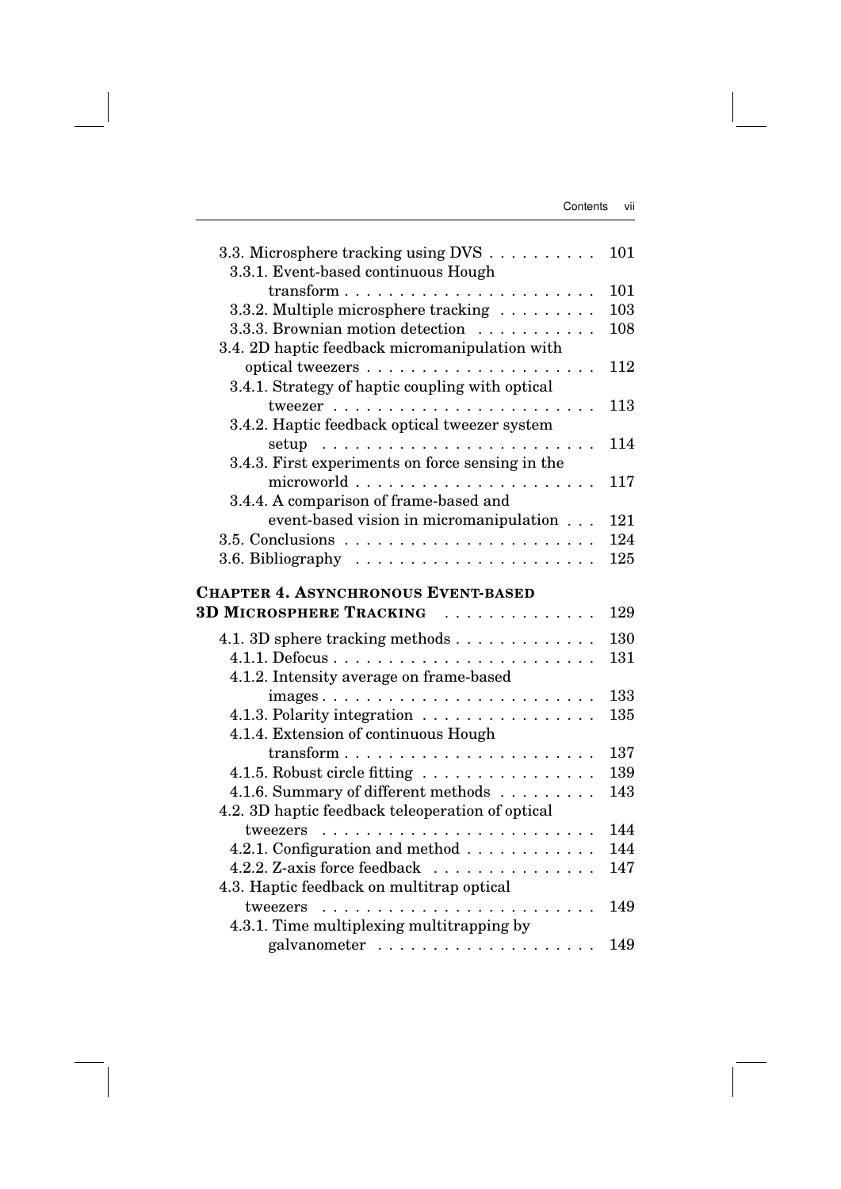3.3. Microsphere tracking using DVS . . . . . . . . . . 101
  3.3.1. Event-based continuous Hough transform . . . . . . . . . . . . . . . . . . . . . . 101
  3.3.2. Multiple microsphere tracking . . . . . . . . . 103
  3.3.3. Brownian motion detection . . . . . . . . . . . 108
3.4. 2D haptic feedback micromanipulation with optical tweezers . . . . . . . . . . . . . . . . . . . . . 112
  3.4.1. Strategy of haptic coupling with optical tweezer . . . . . . . . . . . . . . . . . . . . . . . . 113
  3.4.2. Haptic feedback optical tweezer system setup . . . . . . . . . . . . . . . . . . . . . . . . 114
  3.4.3. First experiments on force sensing in the microworld . . . . . . . . . . . . . . . . . . . . . 117
  3.4.4. A comparison of frame-based and event-based vision in micromanipulation . . . 121
3.5. Conclusions . . . . . . . . . . . . . . . . . . . . . . . . 124
3.6. Bibliography . . . . . . . . . . . . . . . . . . . . . . 125

**CHAPTER 4. ASYNCHRONOUS EVENT-BASED 3D MICROSPHERE TRACKING** . . . . . . . . . . . . . 129

4.1. 3D sphere tracking methods . . . . . . . . . . . . . 130
  4.1.1. Defocus . . . . . . . . . . . . . . . . . . . . . . . . 131
  4.1.2. Intensity average on frame-based images . . . . . . . . . . . . . . . . . . . . . . . . . 133
  4.1.3. Polarity integration . . . . . . . . . . . . . . . . 135
  4.1.4. Extension of continuous Hough transform . . . . . . . . . . . . . . . . . . . . . . . 137
  4.1.5. Robust circle fitting . . . . . . . . . . . . . . . . 139
  4.1.6. Summary of different methods . . . . . . . . . 143
4.2. 3D haptic feedback teleoperation of optical tweezers . . . . . . . . . . . . . . . . . . . . . . . . . 144
  4.2.1. Configuration and method . . . . . . . . . . . . 144
  4.2.2. Z-axis force feedback . . . . . . . . . . . . . . . 147
4.3. Haptic feedback on multitrap optical tweezers . . . . . . . . . . . . . . . . . . . . . . . . . 149
  4.3.1. Time multiplexing multitrapping by galvanometer . . . . . . . . . . . . . . . . . . . . 149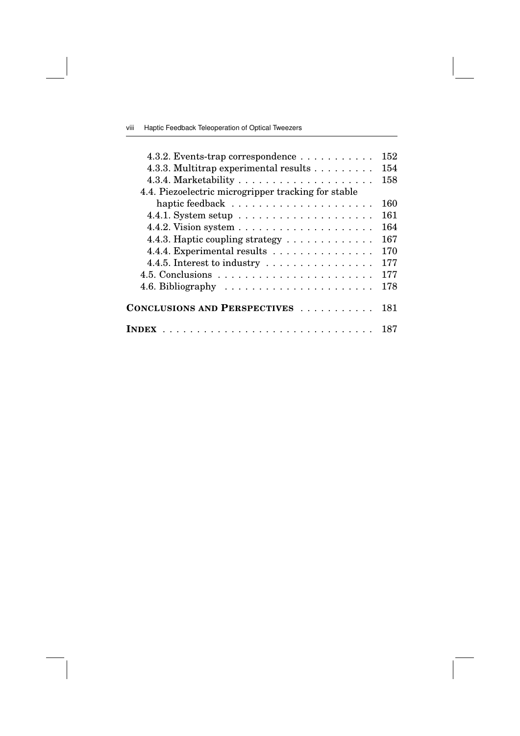4.3.2. Events-trap correspondence . . . . . . . . . . . 152
4.3.3. Multitrap experimental results . . . . . . . . . 154
4.3.4. Marketability . . . . . . . . . . . . . . . . . . . . 158
4.4. Piezoelectric microgripper tracking for stable haptic feedback . . . . . . . . . . . . . . . . . . . . . . 160
4.4.1. System setup . . . . . . . . . . . . . . . . . . . . 161
4.4.2. Vision system . . . . . . . . . . . . . . . . . . . . 164
4.4.3. Haptic coupling strategy . . . . . . . . . . . . . 167
4.4.4. Experimental results . . . . . . . . . . . . . . . 170
4.4.5. Interest to industry . . . . . . . . . . . . . . . . 177
4.5. Conclusions . . . . . . . . . . . . . . . . . . . . . . . 177
4.6. Bibliography . . . . . . . . . . . . . . . . . . . . . . 178

**CONCLUSIONS AND PERSPECTIVES** . . . . . . . . . . . 181

**INDEX** . . . . . . . . . . . . . . . . . . . . . . . . . . . . . . 187